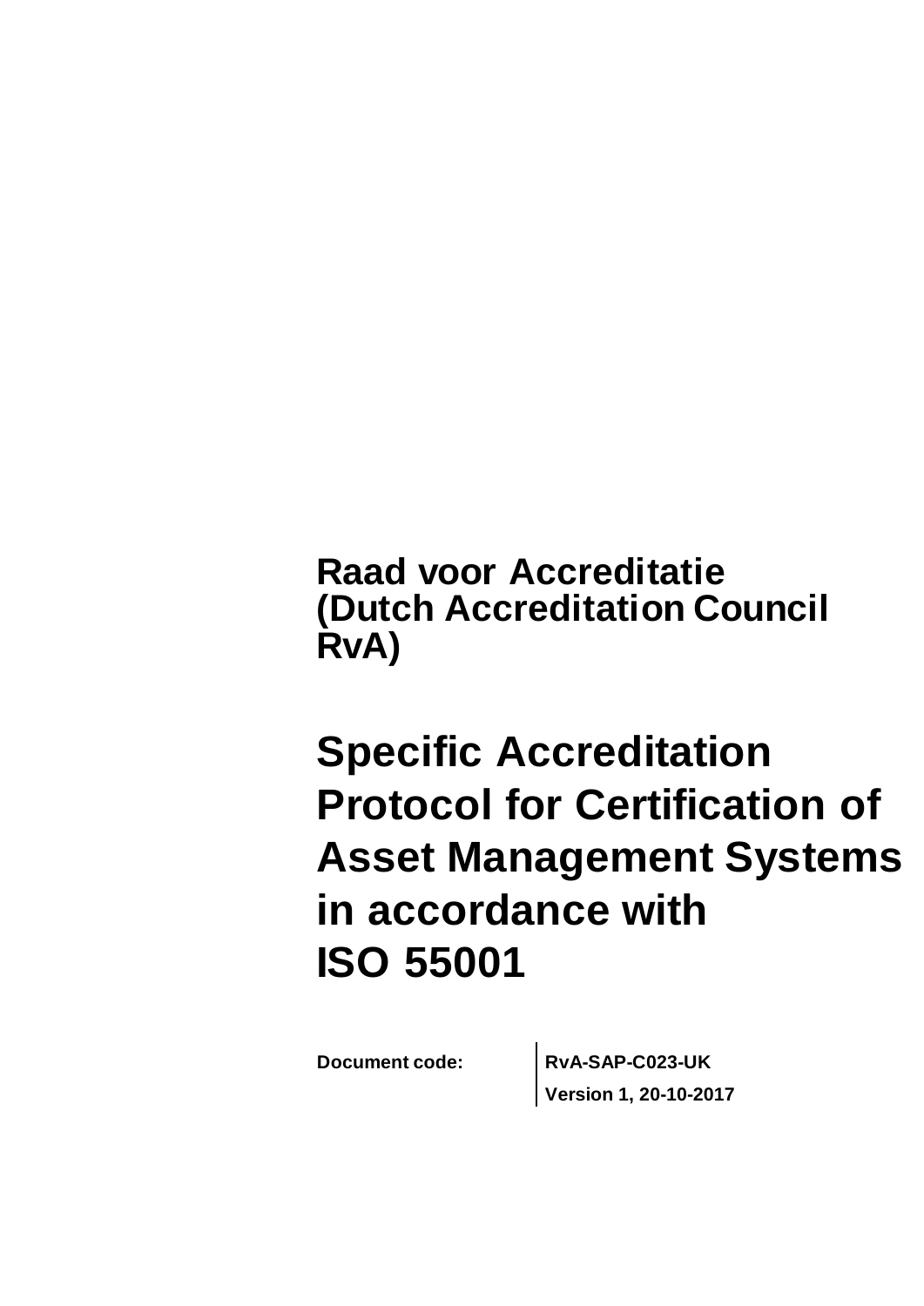**Raad voor Accreditatie**
**(Dutch Accreditation Council RvA)**

# Specific Accreditation Protocol for Certification of Asset Management Systems in accordance with ISO 55001

| **Document code:** | **RvA-SAP-C023-UK** |
| --- | --- |
| | **Version 1, 20-10-2017** |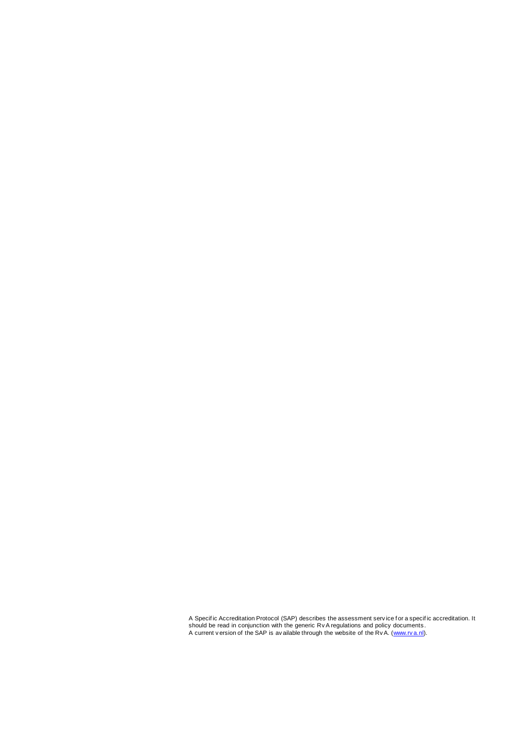A Specific Accreditation Protocol (SAP) describes the assessment service for a specific accreditation. It should be read in conjunction with the generic RvA regulations and policy documents.
A current version of the SAP is available through the website of the RvA. ([www.rva.nl](www.rva.nl)).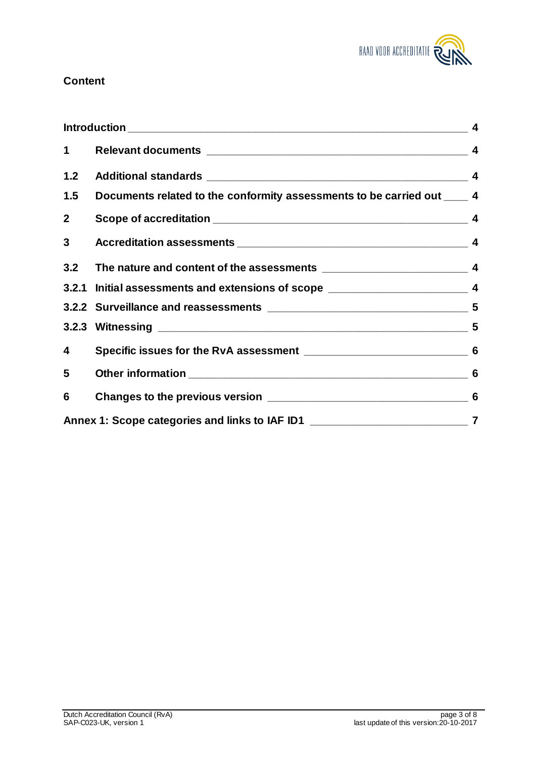**Content**

| | | |
|---|---|---|
| Introduction | | 4 |
| 1 | Relevant documents | 4 |
| 1.2 | Additional standards | 4 |
| 1.5 | Documents related to the conformity assessments to be carried out | 4 |
| 2 | Scope of accreditation | 4 |
| 3 | Accreditation assessments | 4 |
| 3.2 | The nature and content of the assessments | 4 |
| 3.2.1 | Initial assessments and extensions of scope | 4 |
| 3.2.2 | Surveillance and reassessments | 5 |
| 3.2.3 | Witnessing | 5 |
| 4 | Specific issues for the RvA assessment | 6 |
| 5 | Other information | 6 |
| 6 | Changes to the previous version | 6 |
| Annex 1: Scope categories and links to IAF ID1 | | 7 |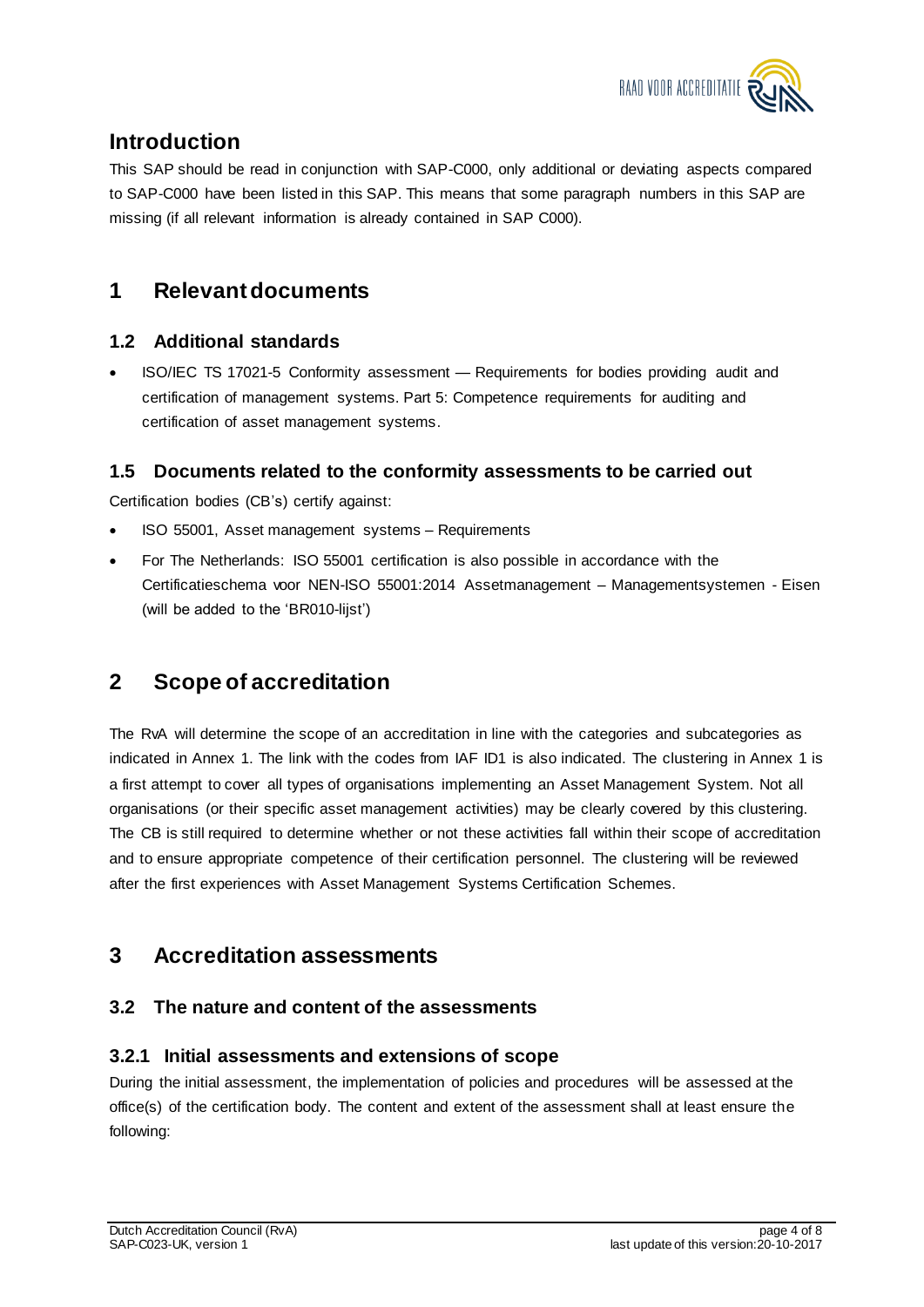## Introduction

This SAP should be read in conjunction with SAP-C000, only additional or deviating aspects compared to SAP-C000 have been listed in this SAP. This means that some paragraph numbers in this SAP are missing (if all relevant information is already contained in SAP C000).

# 1 Relevant documents

### 1.2 Additional standards

- ISO/IEC TS 17021-5 Conformity assessment — Requirements for bodies providing audit and certification of management systems. Part 5: Competence requirements for auditing and certification of asset management systems.

### 1.5 Documents related to the conformity assessments to be carried out

Certification bodies (CB's) certify against:

- ISO 55001, Asset management systems – Requirements
- For The Netherlands: ISO 55001 certification is also possible in accordance with the Certificatieschema voor NEN-ISO 55001:2014 Assetmanagement – Managementsystemen - Eisen (will be added to the 'BR010-lijst')

# 2 Scope of accreditation

The RvA will determine the scope of an accreditation in line with the categories and subcategories as indicated in Annex 1. The link with the codes from IAF ID1 is also indicated. The clustering in Annex 1 is a first attempt to cover all types of organisations implementing an Asset Management System. Not all organisations (or their specific asset management activities) may be clearly covered by this clustering. The CB is still required to determine whether or not these activities fall within their scope of accreditation and to ensure appropriate competence of their certification personnel. The clustering will be reviewed after the first experiences with Asset Management Systems Certification Schemes.

# 3 Accreditation assessments

### 3.2 The nature and content of the assessments

#### 3.2.1 Initial assessments and extensions of scope

During the initial assessment, the implementation of policies and procedures will be assessed at the office(s) of the certification body. The content and extent of the assessment shall at least ensure the following: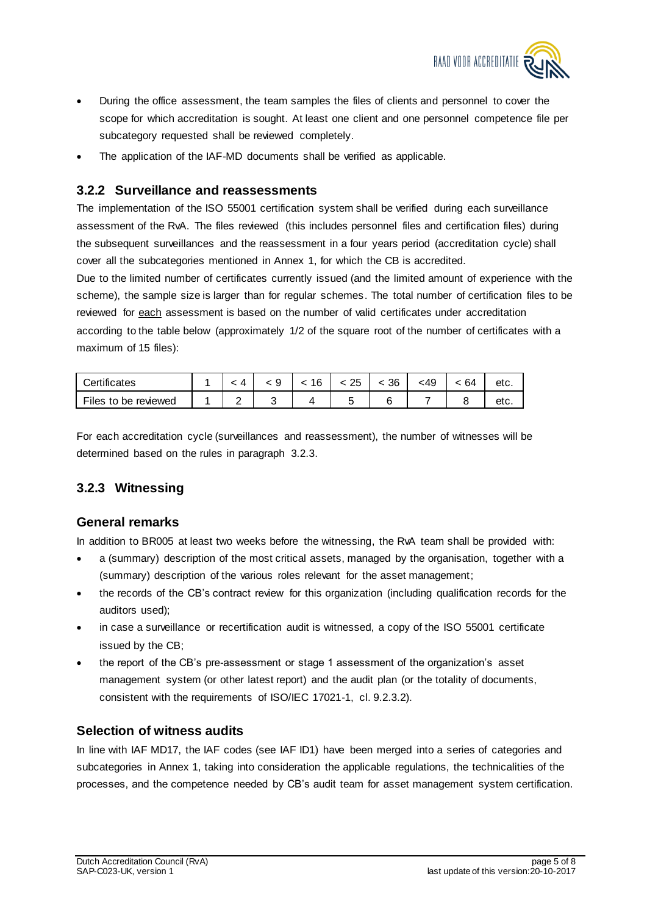- During the office assessment, the team samples the files of clients and personnel to cover the scope for which accreditation is sought. At least one client and one personnel competence file per subcategory requested shall be reviewed completely.
- The application of the IAF-MD documents shall be verified as applicable.

### 3.2.2 Surveillance and reassessments

The implementation of the ISO 55001 certification system shall be verified during each surveillance assessment of the RvA. The files reviewed (this includes personnel files and certification files) during the subsequent surveillances and the reassessment in a four years period (accreditation cycle) shall cover all the subcategories mentioned in Annex 1, for which the CB is accredited.

Due to the limited number of certificates currently issued (and the limited amount of experience with the scheme), the sample size is larger than for regular schemes. The total number of certification files to be reviewed for each assessment is based on the number of valid certificates under accreditation according to the table below (approximately 1/2 of the square root of the number of certificates with a maximum of 15 files):

| Certificates | 1 | < 4 | < 9 | < 16 | < 25 | < 36 | <49 | < 64 | etc. |
|---|---|---|---|---|---|---|---|---|---|
| Files to be reviewed | 1 | 2 | 3 | 4 | 5 | 6 | 7 | 8 | etc. |

For each accreditation cycle (surveillances and reassessment), the number of witnesses will be determined based on the rules in paragraph 3.2.3.

### 3.2.3 Witnessing

#### General remarks

In addition to BR005 at least two weeks before the witnessing, the RvA team shall be provided with:

- a (summary) description of the most critical assets, managed by the organisation, together with a (summary) description of the various roles relevant for the asset management;
- the records of the CB's contract review for this organization (including qualification records for the auditors used);
- in case a surveillance or recertification audit is witnessed, a copy of the ISO 55001 certificate issued by the CB;
- the report of the CB's pre-assessment or stage 1 assessment of the organization's asset management system (or other latest report) and the audit plan (or the totality of documents, consistent with the requirements of ISO/IEC 17021-1, cl. 9.2.3.2).

#### Selection of witness audits

In line with IAF MD17, the IAF codes (see IAF ID1) have been merged into a series of categories and subcategories in Annex 1, taking into consideration the applicable regulations, the technicalities of the processes, and the competence needed by CB's audit team for asset management system certification.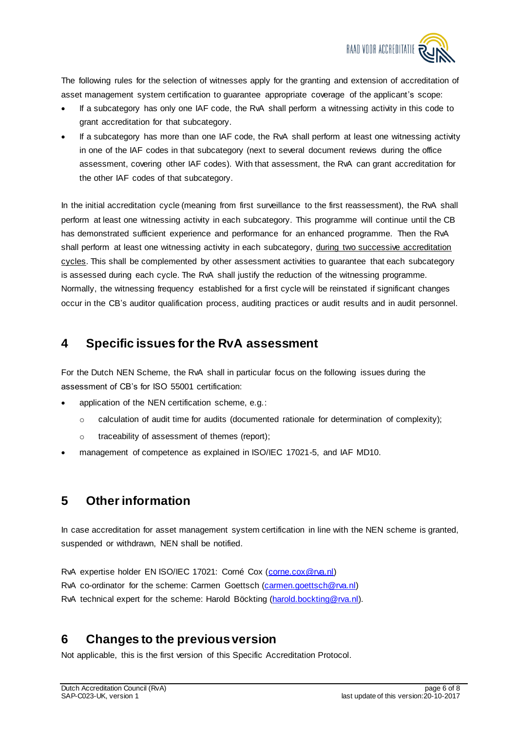The following rules for the selection of witnesses apply for the granting and extension of accreditation of asset management system certification to guarantee appropriate coverage of the applicant's scope:

- If a subcategory has only one IAF code, the RvA shall perform a witnessing activity in this code to grant accreditation for that subcategory.
- If a subcategory has more than one IAF code, the RvA shall perform at least one witnessing activity in one of the IAF codes in that subcategory (next to several document reviews during the office assessment, covering other IAF codes). With that assessment, the RvA can grant accreditation for the other IAF codes of that subcategory.

In the initial accreditation cycle (meaning from first surveillance to the first reassessment), the RvA shall perform at least one witnessing activity in each subcategory. This programme will continue until the CB has demonstrated sufficient experience and performance for an enhanced programme. Then the RvA shall perform at least one witnessing activity in each subcategory, <u>during two successive accreditation cycles</u>. This shall be complemented by other assessment activities to guarantee that each subcategory is assessed during each cycle. The RvA shall justify the reduction of the witnessing programme. Normally, the witnessing frequency established for a first cycle will be reinstated if significant changes occur in the CB's auditor qualification process, auditing practices or audit results and in audit personnel.

## 4 Specific issues for the RvA assessment

For the Dutch NEN Scheme, the RvA shall in particular focus on the following issues during the assessment of CB's for ISO 55001 certification:

- application of the NEN certification scheme, e.g.:
  - calculation of audit time for audits (documented rationale for determination of complexity);
  - traceability of assessment of themes (report);
- management of competence as explained in ISO/IEC 17021-5, and IAF MD10.

## 5 Other information

In case accreditation for asset management system certification in line with the NEN scheme is granted, suspended or withdrawn, NEN shall be notified.

RvA expertise holder EN ISO/IEC 17021: Corné Cox (corne.cox@rva.nl)
RvA co-ordinator for the scheme: Carmen Goettsch (carmen.goettsch@rva.nl)
RvA technical expert for the scheme: Harold Böckting (harold.bockting@rva.nl).

## 6 Changes to the previous version

Not applicable, this is the first version of this Specific Accreditation Protocol.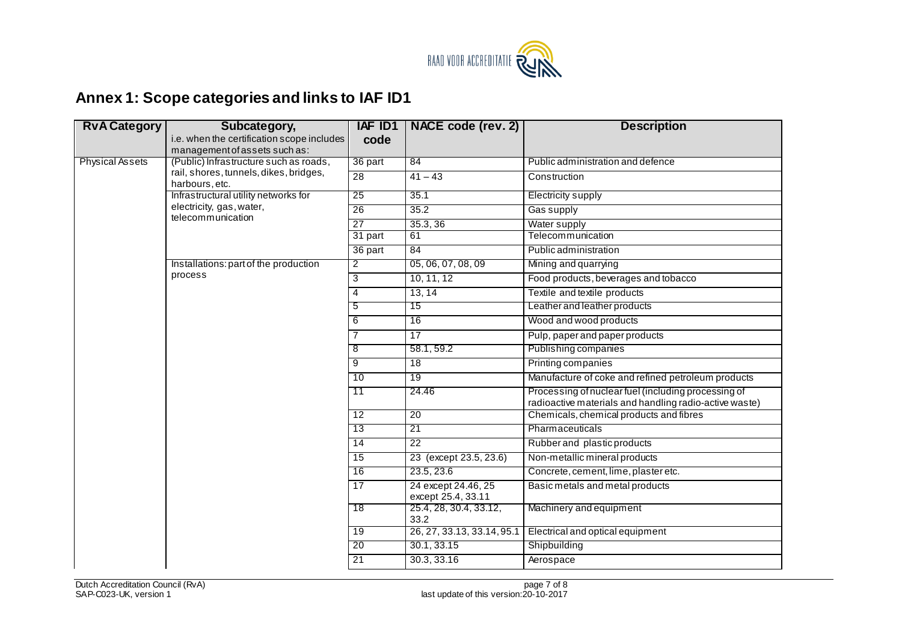## Annex 1: Scope categories and links to IAF ID1

| RvA Category | Subcategory, i.e. when the certification scope includes management of assets such as: | IAF ID1 code | NACE code (rev. 2) | Description |
|---|---|---|---|---|
| Physical Assets | (Public) Infrastructure such as roads, rail, shores, tunnels, dikes, bridges, harbours, etc. | 36 part | 84 | Public administration and defence |
| | | 28 | 41 – 43 | Construction |
| | Infrastructural utility networks for electricity, gas, water, telecommunication | 25 | 35.1 | Electricity supply |
| | | 26 | 35.2 | Gas supply |
| | | 27 | 35.3, 36 | Water supply |
| | | 31 part | 61 | Telecommunication |
| | | 36 part | 84 | Public administration |
| | Installations: part of the production process | 2 | 05, 06, 07, 08, 09 | Mining and quarrying |
| | | 3 | 10, 11, 12 | Food products, beverages and tobacco |
| | | 4 | 13, 14 | Textile and textile products |
| | | 5 | 15 | Leather and leather products |
| | | 6 | 16 | Wood and wood products |
| | | 7 | 17 | Pulp, paper and paper products |
| | | 8 | 58.1, 59.2 | Publishing companies |
| | | 9 | 18 | Printing companies |
| | | 10 | 19 | Manufacture of coke and refined petroleum products |
| | | 11 | 24.46 | Processing of nuclear fuel (including processing of radioactive materials and handling radio-active waste) |
| | | 12 | 20 | Chemicals, chemical products and fibres |
| | | 13 | 21 | Pharmaceuticals |
| | | 14 | 22 | Rubber and plastic products |
| | | 15 | 23 (except 23.5, 23.6) | Non-metallic mineral products |
| | | 16 | 23.5, 23.6 | Concrete, cement, lime, plaster etc. |
| | | 17 | 24 except 24.46, 25 except 25.4, 33.11 | Basic metals and metal products |
| | | 18 | 25.4, 28, 30.4, 33.12, 33.2 | Machinery and equipment |
| | | 19 | 26, 27, 33.13, 33.14, 95.1 | Electrical and optical equipment |
| | | 20 | 30.1, 33.15 | Shipbuilding |
| | | 21 | 30.3, 33.16 | Aerospace |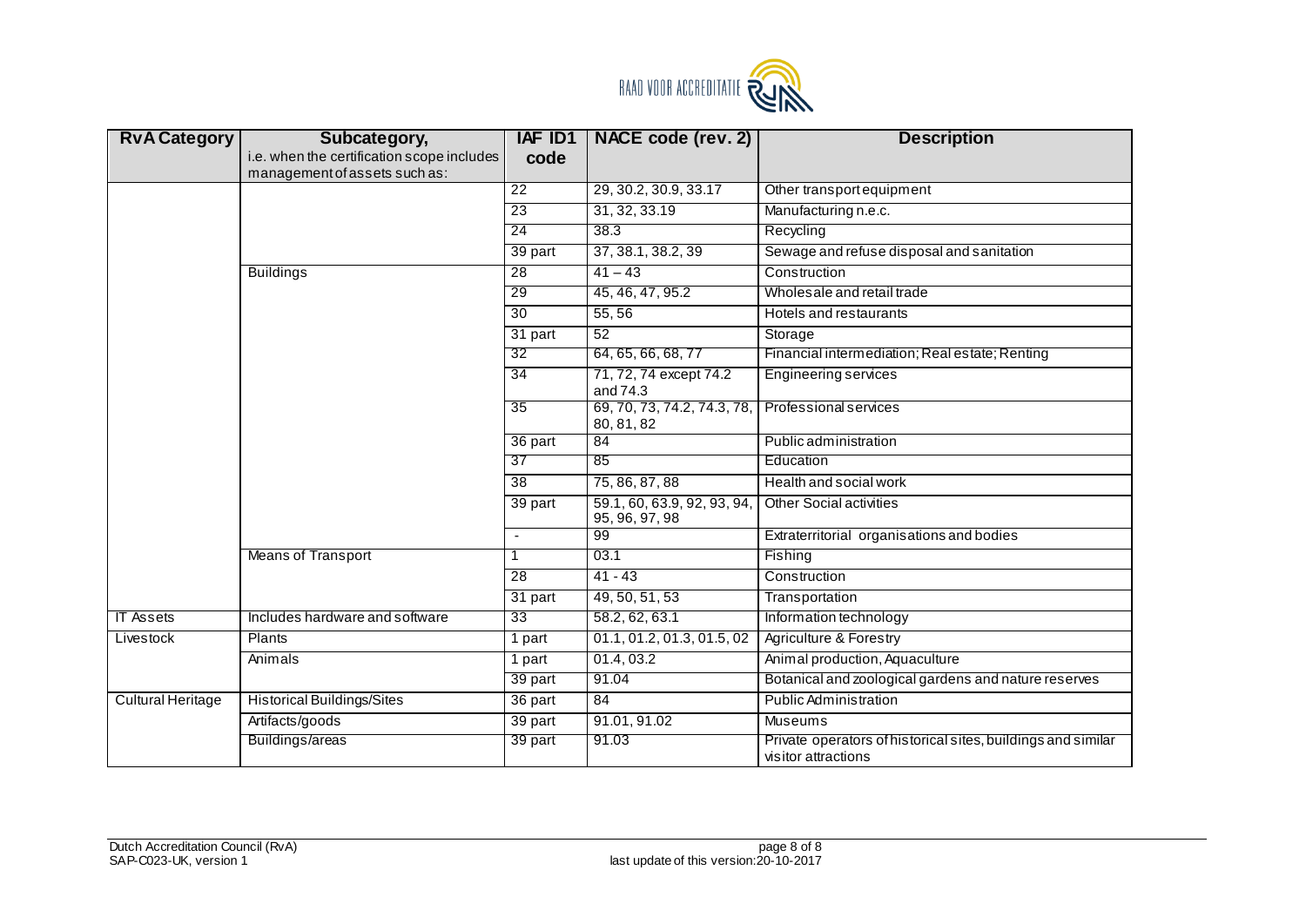| RvA Category | Subcategory, i.e. when the certification scope includes management of assets such as: | IAF ID1 code | NACE code (rev. 2) | Description |
|---|---|---|---|---|
| | | 22 | 29, 30.2, 30.9, 33.17 | Other transport equipment |
| | | 23 | 31, 32, 33.19 | Manufacturing n.e.c. |
| | | 24 | 38.3 | Recycling |
| | | 39 part | 37, 38.1, 38.2, 39 | Sewage and refuse disposal and sanitation |
| | Buildings | 28 | 41 – 43 | Construction |
| | | 29 | 45, 46, 47, 95.2 | Wholesale and retail trade |
| | | 30 | 55, 56 | Hotels and restaurants |
| | | 31 part | 52 | Storage |
| | | 32 | 64, 65, 66, 68, 77 | Financial intermediation; Real estate; Renting |
| | | 34 | 71, 72, 74 except 74.2 and 74.3 | Engineering services |
| | | 35 | 69, 70, 73, 74.2, 74.3, 78, 80, 81, 82 | Professional services |
| | | 36 part | 84 | Public administration |
| | | 37 | 85 | Education |
| | | 38 | 75, 86, 87, 88 | Health and social work |
| | | 39 part | 59.1, 60, 63.9, 92, 93, 94, 95, 96, 97, 98 | Other Social activities |
| | | - | 99 | Extraterritorial organisations and bodies |
| | Means of Transport | 1 | 03.1 | Fishing |
| | | 28 | 41 - 43 | Construction |
| | | 31 part | 49, 50, 51, 53 | Transportation |
| IT Assets | Includes hardware and software | 33 | 58.2, 62, 63.1 | Information technology |
| Livestock | Plants | 1 part | 01.1, 01.2, 01.3, 01.5, 02 | Agriculture & Forestry |
| | Animals | 1 part | 01.4, 03.2 | Animal production, Aquaculture |
| | | 39 part | 91.04 | Botanical and zoological gardens and nature reserves |
| Cultural Heritage | Historical Buildings/Sites | 36 part | 84 | Public Administration |
| | Artifacts/goods | 39 part | 91.01, 91.02 | Museums |
| | Buildings/areas | 39 part | 91.03 | Private operators of historical sites, buildings and similar visitor attractions |